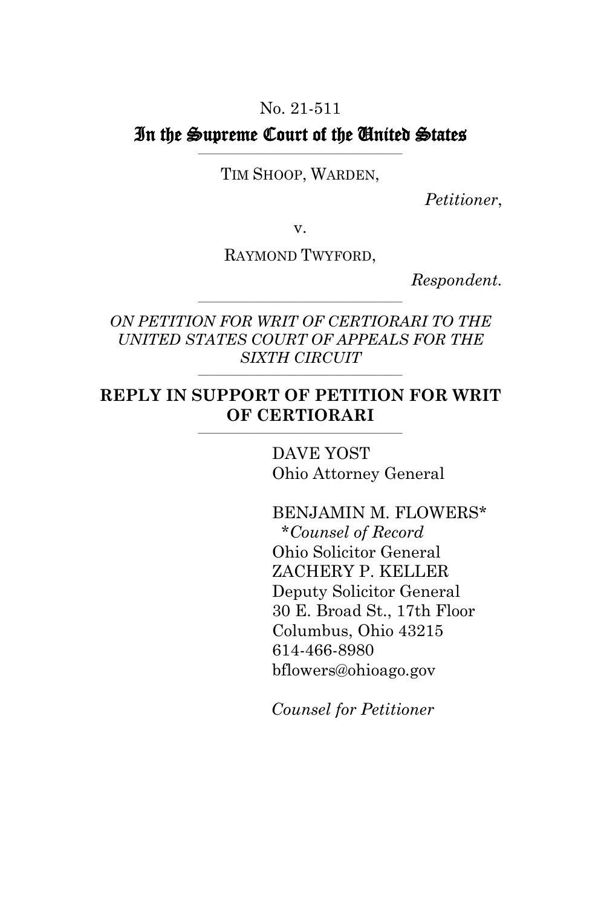No. 21-511

# In the Supreme Court of the United States

TIM SHOOP, WARDEN,

*Petitioner*,

v.

RAYMOND TWYFORD,

*Respondent.*

*ON PETITION FOR WRIT OF CERTIORARI TO THE UNITED STATES COURT OF APPEALS FOR THE SIXTH CIRCUIT*

## REPLY IN SUPPORT OF PETITION FOR WRIT OF CERTIORARI

DAVE YOST
Ohio Attorney General

BENJAMIN M. FLOWERS*
*\*Counsel of Record*
Ohio Solicitor General
ZACHERY P. KELLER
Deputy Solicitor General
30 E. Broad St., 17th Floor
Columbus, Ohio 43215
614-466-8980
bflowers@ohioago.gov

*Counsel for Petitioner*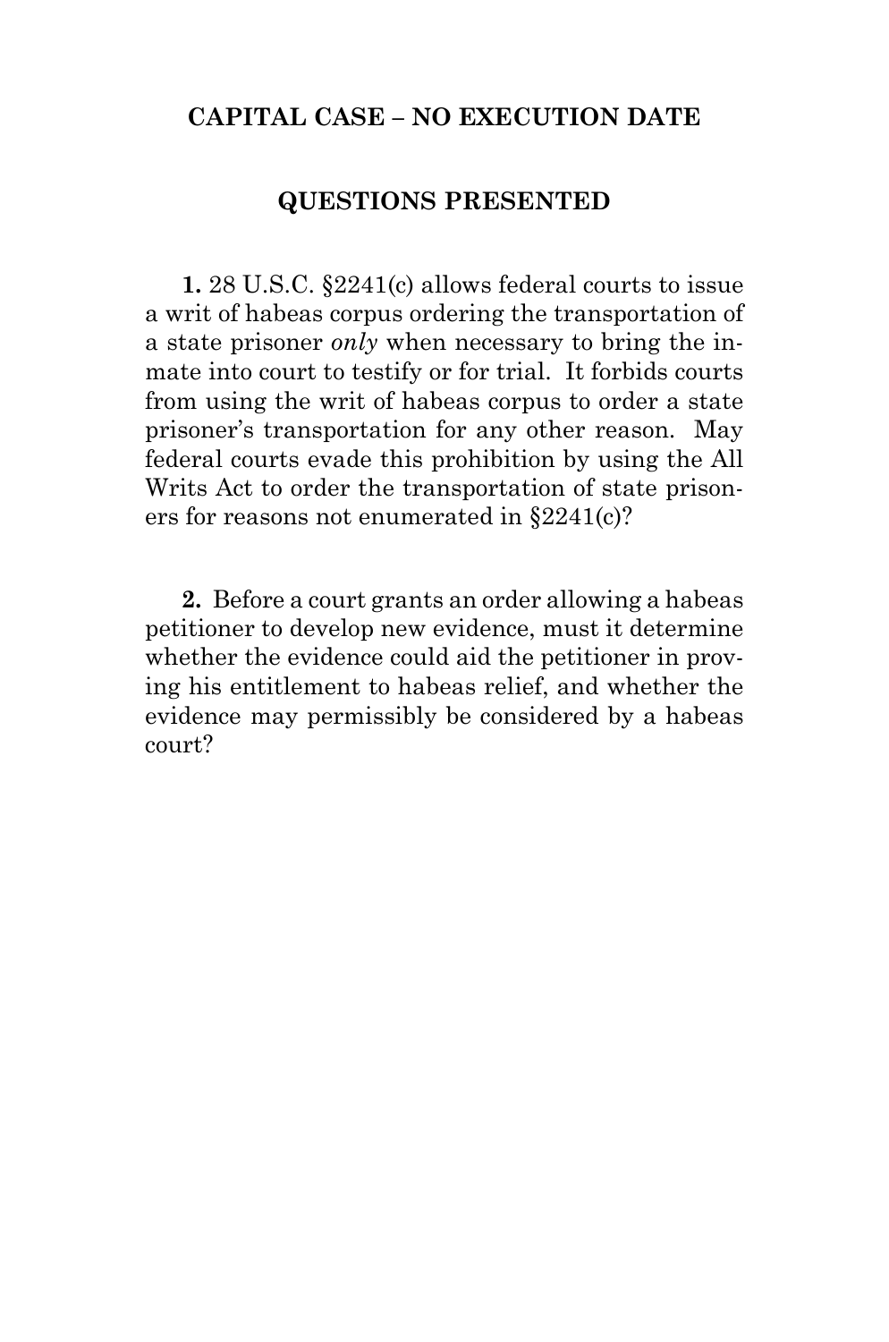**CAPITAL CASE – NO EXECUTION DATE**

## QUESTIONS PRESENTED

**1.** 28 U.S.C. §2241(c) allows federal courts to issue a writ of habeas corpus ordering the transportation of a state prisoner *only* when necessary to bring the inmate into court to testify or for trial. It forbids courts from using the writ of habeas corpus to order a state prisoner's transportation for any other reason. May federal courts evade this prohibition by using the All Writs Act to order the transportation of state prisoners for reasons not enumerated in §2241(c)?

**2.** Before a court grants an order allowing a habeas petitioner to develop new evidence, must it determine whether the evidence could aid the petitioner in proving his entitlement to habeas relief, and whether the evidence may permissibly be considered by a habeas court?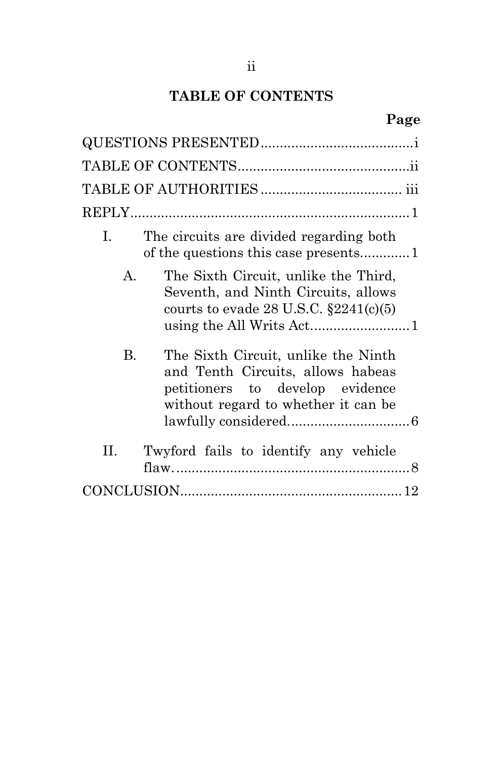## TABLE OF CONTENTS

| | Page |
|---|---|
| QUESTIONS PRESENTED | i |
| TABLE OF CONTENTS | ii |
| TABLE OF AUTHORITIES | iii |
| REPLY | 1 |
| I. The circuits are divided regarding both of the questions this case presents. | 1 |
| A. The Sixth Circuit, unlike the Third, Seventh, and Ninth Circuits, allows courts to evade 28 U.S.C. §2241(c)(5) using the All Writs Act. | 1 |
| B. The Sixth Circuit, unlike the Ninth and Tenth Circuits, allows habeas petitioners to develop evidence without regard to whether it can be lawfully considered. | 6 |
| II. Twyford fails to identify any vehicle flaw. | 8 |
| CONCLUSION | 12 |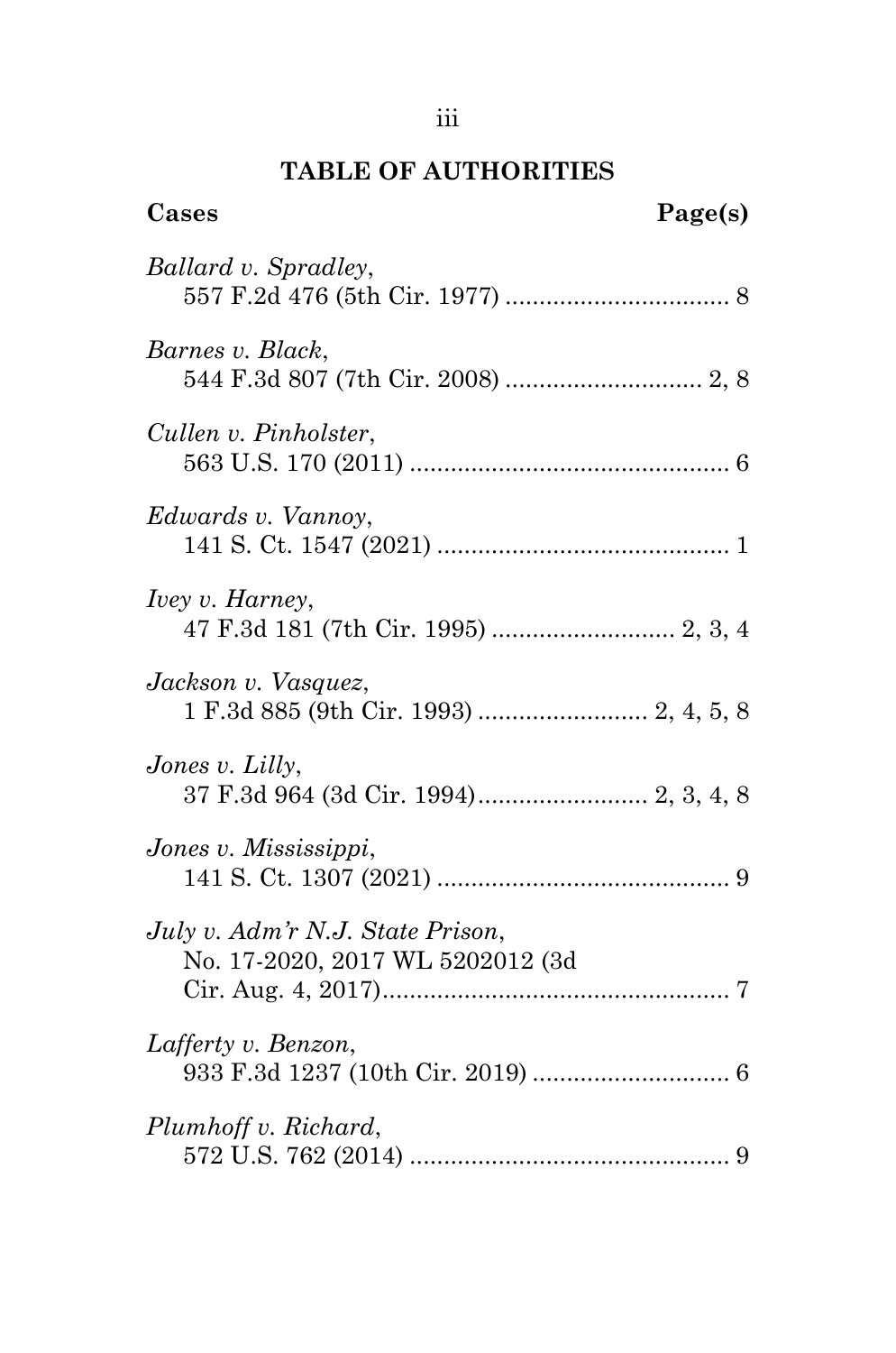## TABLE OF AUTHORITIES

**Cases** **Page(s)**

*Ballard v. Spradley*,
557 F.2d 476 (5th Cir. 1977) ................................ 8

*Barnes v. Black*,
544 F.3d 807 (7th Cir. 2008) ............................ 2, 8

*Cullen v. Pinholster*,
563 U.S. 170 (2011) ............................................... 6

*Edwards v. Vannoy*,
141 S. Ct. 1547 (2021) ........................................... 1

*Ivey v. Harney*,
47 F.3d 181 (7th Cir. 1995) .......................... 2, 3, 4

*Jackson v. Vasquez*,
1 F.3d 885 (9th Cir. 1993) ........................ 2, 4, 5, 8

*Jones v. Lilly*,
37 F.3d 964 (3d Cir. 1994)........................ 2, 3, 4, 8

*Jones v. Mississippi*,
141 S. Ct. 1307 (2021) ........................................... 9

*July v. Adm'r N.J. State Prison*,
No. 17-2020, 2017 WL 5202012 (3d Cir. Aug. 4, 2017)................................................... 7

*Lafferty v. Benzon*,
933 F.3d 1237 (10th Cir. 2019) ............................. 6

*Plumhoff v. Richard*,
572 U.S. 762 (2014) ............................................... 9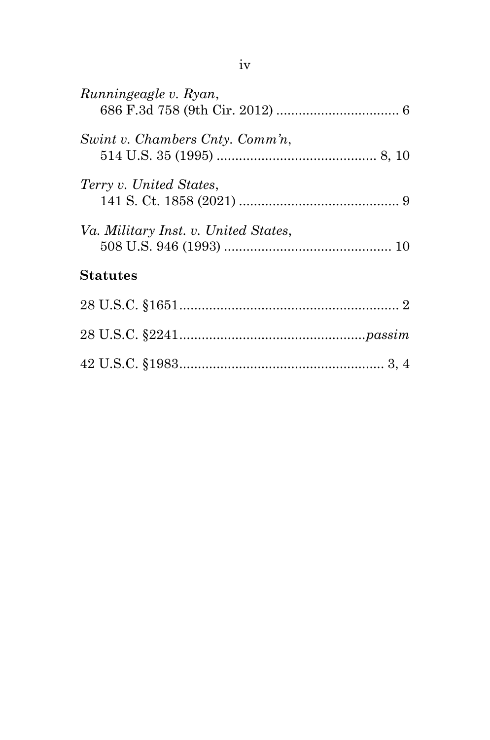*Runningeagle v. Ryan*,
686 F.3d 758 (9th Cir. 2012) ................................ 6

*Swint v. Chambers Cnty. Comm'n*,
514 U.S. 35 (1995) .......................................... 8, 10

*Terry v. United States*,
141 S. Ct. 1858 (2021) .......................................... 9

*Va. Military Inst. v. United States*,
508 U.S. 946 (1993) ............................................ 10

**Statutes**

28 U.S.C. §1651.......................................................... 2

28 U.S.C. §2241..................................................*passim*

42 U.S.C. §1983...................................................... 3, 4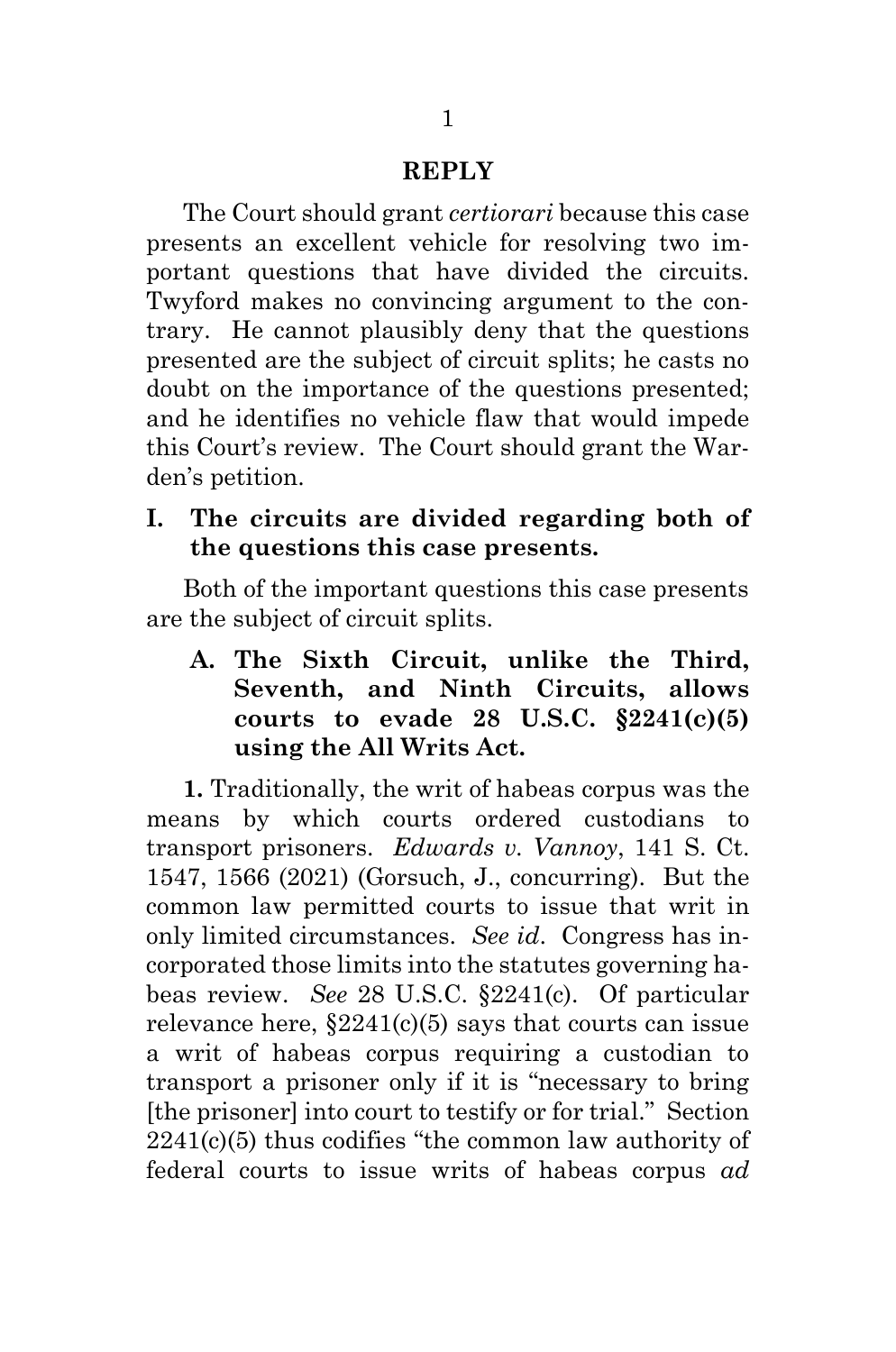## REPLY

The Court should grant *certiorari* because this case presents an excellent vehicle for resolving two important questions that have divided the circuits. Twyford makes no convincing argument to the contrary. He cannot plausibly deny that the questions presented are the subject of circuit splits; he casts no doubt on the importance of the questions presented; and he identifies no vehicle flaw that would impede this Court's review. The Court should grant the Warden's petition.

### I. The circuits are divided regarding both of the questions this case presents.

Both of the important questions this case presents are the subject of circuit splits.

#### A. The Sixth Circuit, unlike the Third, Seventh, and Ninth Circuits, allows courts to evade 28 U.S.C. §2241(c)(5) using the All Writs Act.

**1.** Traditionally, the writ of habeas corpus was the means by which courts ordered custodians to transport prisoners. *Edwards v. Vannoy*, 141 S. Ct. 1547, 1566 (2021) (Gorsuch, J., concurring). But the common law permitted courts to issue that writ in only limited circumstances. *See id*. Congress has incorporated those limits into the statutes governing habeas review. *See* 28 U.S.C. §2241(c). Of particular relevance here, §2241(c)(5) says that courts can issue a writ of habeas corpus requiring a custodian to transport a prisoner only if it is "necessary to bring [the prisoner] into court to testify or for trial." Section 2241(c)(5) thus codifies "the common law authority of federal courts to issue writs of habeas corpus *ad*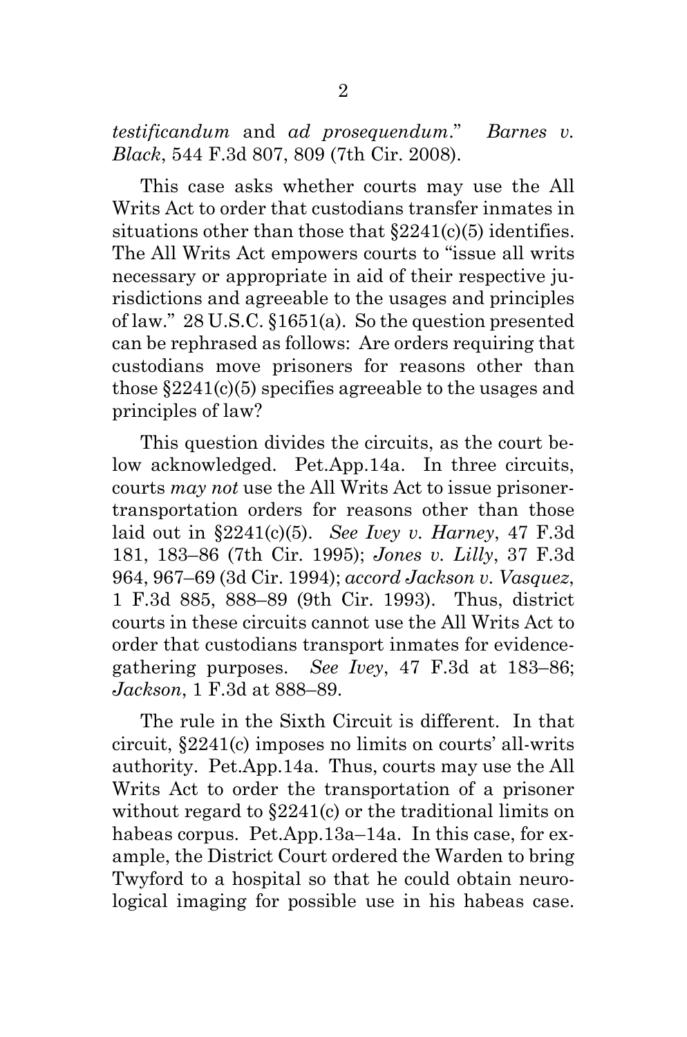*testificandum* and *ad prosequendum*." *Barnes v. Black*, 544 F.3d 807, 809 (7th Cir. 2008).

This case asks whether courts may use the All Writs Act to order that custodians transfer inmates in situations other than those that §2241(c)(5) identifies. The All Writs Act empowers courts to "issue all writs necessary or appropriate in aid of their respective jurisdictions and agreeable to the usages and principles of law." 28 U.S.C. §1651(a). So the question presented can be rephrased as follows: Are orders requiring that custodians move prisoners for reasons other than those §2241(c)(5) specifies agreeable to the usages and principles of law?

This question divides the circuits, as the court below acknowledged. Pet.App.14a. In three circuits, courts *may not* use the All Writs Act to issue prisoner-transportation orders for reasons other than those laid out in §2241(c)(5). *See Ivey v. Harney*, 47 F.3d 181, 183–86 (7th Cir. 1995); *Jones v. Lilly*, 37 F.3d 964, 967–69 (3d Cir. 1994); *accord Jackson v. Vasquez*, 1 F.3d 885, 888–89 (9th Cir. 1993). Thus, district courts in these circuits cannot use the All Writs Act to order that custodians transport inmates for evidence-gathering purposes. *See Ivey*, 47 F.3d at 183–86; *Jackson*, 1 F.3d at 888–89.

The rule in the Sixth Circuit is different. In that circuit, §2241(c) imposes no limits on courts' all-writs authority. Pet.App.14a. Thus, courts may use the All Writs Act to order the transportation of a prisoner without regard to §2241(c) or the traditional limits on habeas corpus. Pet.App.13a–14a. In this case, for example, the District Court ordered the Warden to bring Twyford to a hospital so that he could obtain neurological imaging for possible use in his habeas case.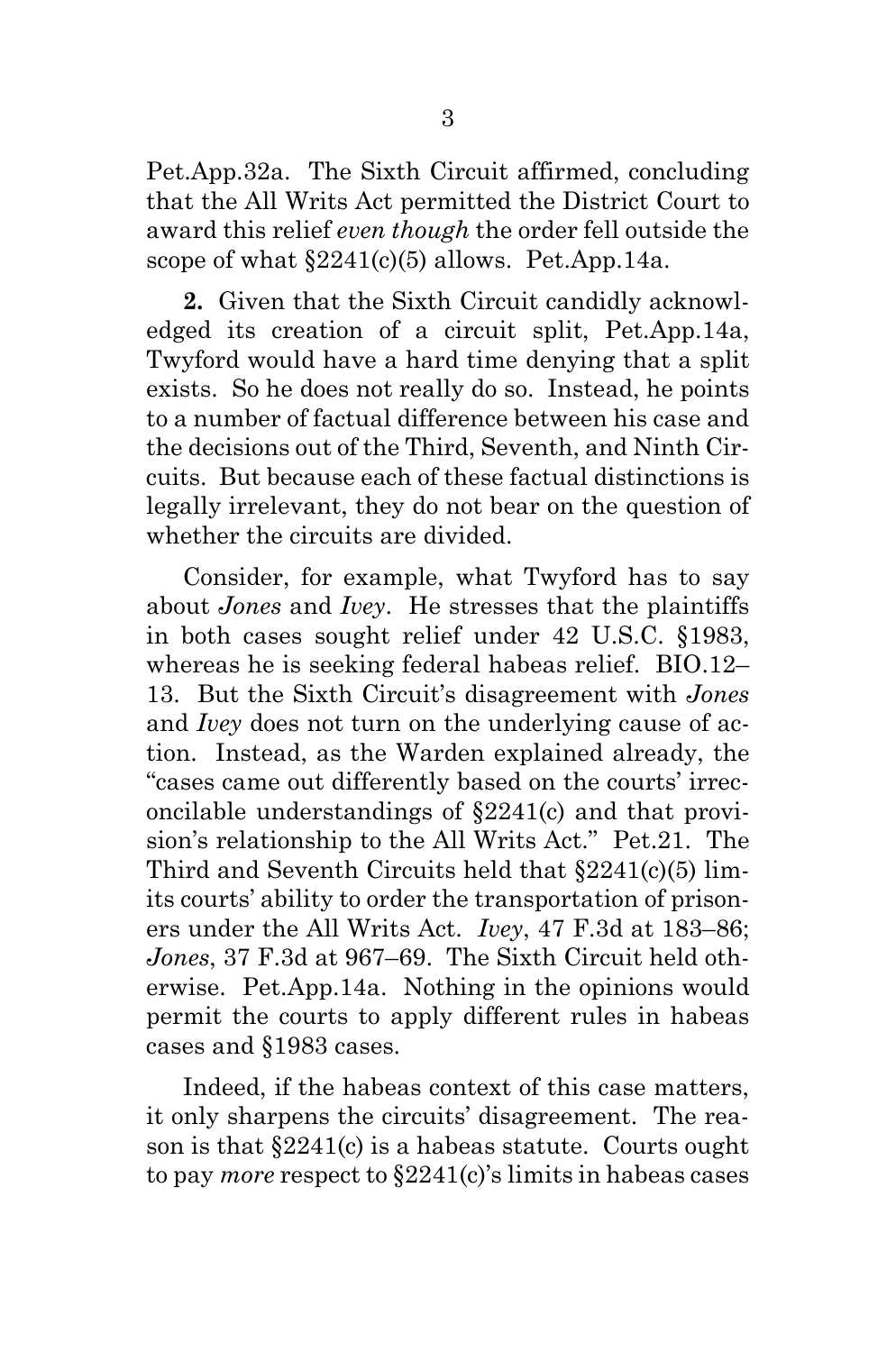Pet.App.32a. The Sixth Circuit affirmed, concluding that the All Writs Act permitted the District Court to award this relief *even though* the order fell outside the scope of what §2241(c)(5) allows. Pet.App.14a.

**2.** Given that the Sixth Circuit candidly acknowledged its creation of a circuit split, Pet.App.14a, Twyford would have a hard time denying that a split exists. So he does not really do so. Instead, he points to a number of factual difference between his case and the decisions out of the Third, Seventh, and Ninth Circuits. But because each of these factual distinctions is legally irrelevant, they do not bear on the question of whether the circuits are divided.

Consider, for example, what Twyford has to say about *Jones* and *Ivey*. He stresses that the plaintiffs in both cases sought relief under 42 U.S.C. §1983, whereas he is seeking federal habeas relief. BIO.12–13. But the Sixth Circuit's disagreement with *Jones* and *Ivey* does not turn on the underlying cause of action. Instead, as the Warden explained already, the "cases came out differently based on the courts' irreconcilable understandings of §2241(c) and that provision's relationship to the All Writs Act." Pet.21. The Third and Seventh Circuits held that §2241(c)(5) limits courts' ability to order the transportation of prisoners under the All Writs Act. *Ivey*, 47 F.3d at 183–86; *Jones*, 37 F.3d at 967–69. The Sixth Circuit held otherwise. Pet.App.14a. Nothing in the opinions would permit the courts to apply different rules in habeas cases and §1983 cases.

Indeed, if the habeas context of this case matters, it only sharpens the circuits' disagreement. The reason is that §2241(c) is a habeas statute. Courts ought to pay *more* respect to §2241(c)'s limits in habeas cases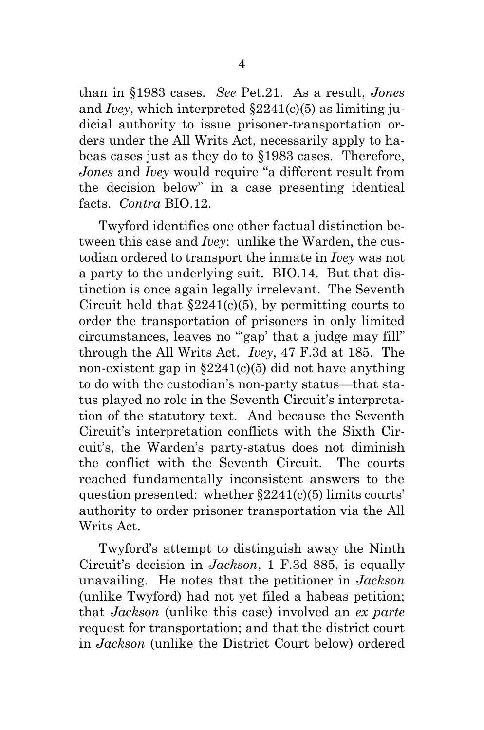than in §1983 cases. *See* Pet.21. As a result, *Jones* and *Ivey*, which interpreted §2241(c)(5) as limiting judicial authority to issue prisoner-transportation orders under the All Writs Act, necessarily apply to habeas cases just as they do to §1983 cases. Therefore, *Jones* and *Ivey* would require "a different result from the decision below" in a case presenting identical facts. *Contra* BIO.12.

Twyford identifies one other factual distinction between this case and *Ivey*: unlike the Warden, the custodian ordered to transport the inmate in *Ivey* was not a party to the underlying suit. BIO.14. But that distinction is once again legally irrelevant. The Seventh Circuit held that §2241(c)(5), by permitting courts to order the transportation of prisoners in only limited circumstances, leaves no "'gap' that a judge may fill" through the All Writs Act. *Ivey*, 47 F.3d at 185. The non-existent gap in §2241(c)(5) did not have anything to do with the custodian's non-party status—that status played no role in the Seventh Circuit's interpretation of the statutory text. And because the Seventh Circuit's interpretation conflicts with the Sixth Circuit's, the Warden's party-status does not diminish the conflict with the Seventh Circuit. The courts reached fundamentally inconsistent answers to the question presented: whether §2241(c)(5) limits courts' authority to order prisoner transportation via the All Writs Act.

Twyford's attempt to distinguish away the Ninth Circuit's decision in *Jackson*, 1 F.3d 885, is equally unavailing. He notes that the petitioner in *Jackson* (unlike Twyford) had not yet filed a habeas petition; that *Jackson* (unlike this case) involved an *ex parte* request for transportation; and that the district court in *Jackson* (unlike the District Court below) ordered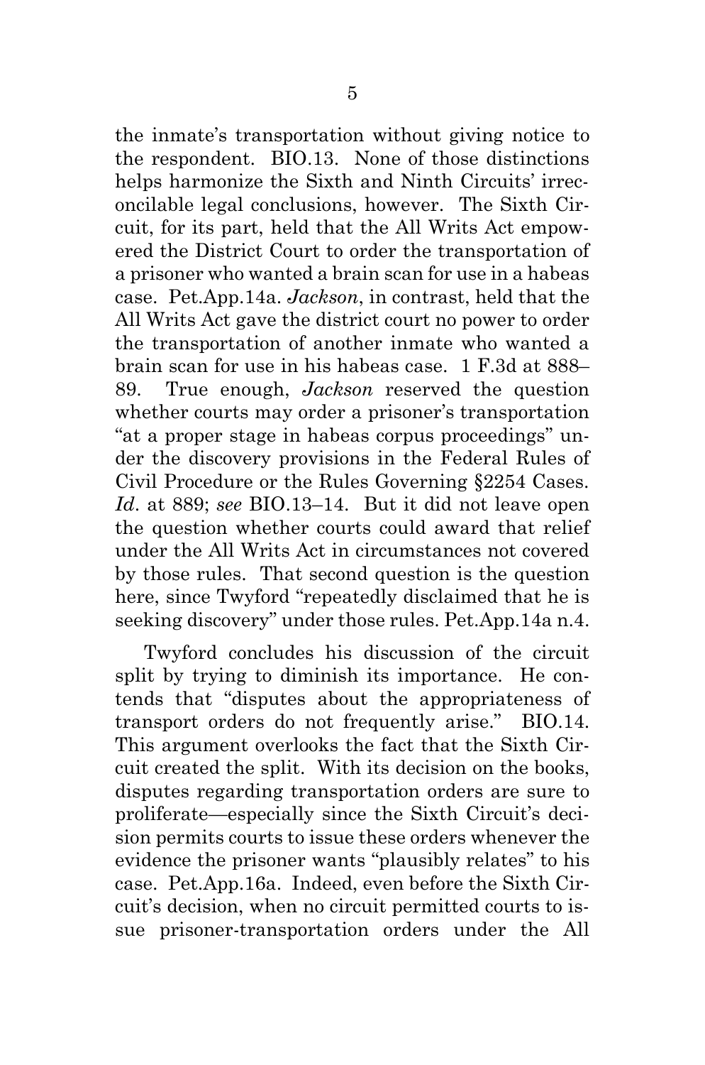the inmate's transportation without giving notice to the respondent. BIO.13. None of those distinctions helps harmonize the Sixth and Ninth Circuits' irreconcilable legal conclusions, however. The Sixth Circuit, for its part, held that the All Writs Act empowered the District Court to order the transportation of a prisoner who wanted a brain scan for use in a habeas case. Pet.App.14a. *Jackson*, in contrast, held that the All Writs Act gave the district court no power to order the transportation of another inmate who wanted a brain scan for use in his habeas case. 1 F.3d at 888–89. True enough, *Jackson* reserved the question whether courts may order a prisoner's transportation "at a proper stage in habeas corpus proceedings" under the discovery provisions in the Federal Rules of Civil Procedure or the Rules Governing §2254 Cases. *Id*. at 889; *see* BIO.13–14. But it did not leave open the question whether courts could award that relief under the All Writs Act in circumstances not covered by those rules. That second question is the question here, since Twyford "repeatedly disclaimed that he is seeking discovery" under those rules. Pet.App.14a n.4.

Twyford concludes his discussion of the circuit split by trying to diminish its importance. He contends that "disputes about the appropriateness of transport orders do not frequently arise." BIO.14. This argument overlooks the fact that the Sixth Circuit created the split. With its decision on the books, disputes regarding transportation orders are sure to proliferate—especially since the Sixth Circuit's decision permits courts to issue these orders whenever the evidence the prisoner wants "plausibly relates" to his case. Pet.App.16a. Indeed, even before the Sixth Circuit's decision, when no circuit permitted courts to issue prisoner-transportation orders under the All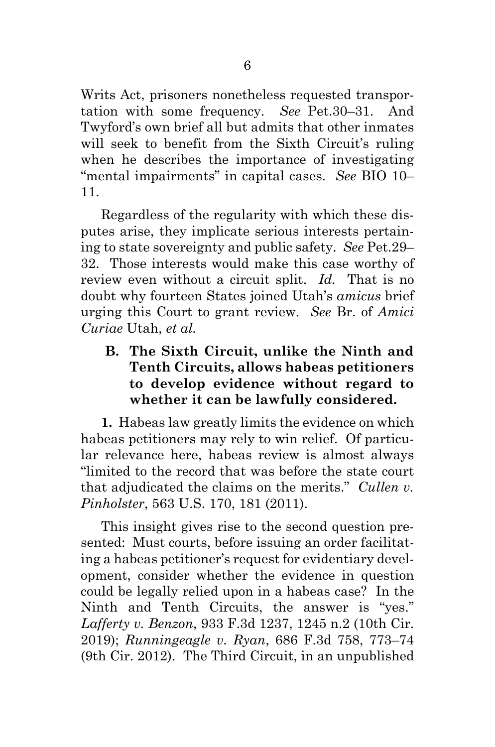Writs Act, prisoners nonetheless requested transportation with some frequency. *See* Pet.30–31. And Twyford's own brief all but admits that other inmates will seek to benefit from the Sixth Circuit's ruling when he describes the importance of investigating "mental impairments" in capital cases. *See* BIO 10–11.

Regardless of the regularity with which these disputes arise, they implicate serious interests pertaining to state sovereignty and public safety. *See* Pet.29–32. Those interests would make this case worthy of review even without a circuit split. *Id.* That is no doubt why fourteen States joined Utah's *amicus* brief urging this Court to grant review. *See* Br. of *Amici Curiae* Utah, *et al.*

### B. The Sixth Circuit, unlike the Ninth and Tenth Circuits, allows habeas petitioners to develop evidence without regard to whether it can be lawfully considered.

**1.** Habeas law greatly limits the evidence on which habeas petitioners may rely to win relief. Of particular relevance here, habeas review is almost always "limited to the record that was before the state court that adjudicated the claims on the merits." *Cullen v. Pinholster*, 563 U.S. 170, 181 (2011).

This insight gives rise to the second question presented: Must courts, before issuing an order facilitating a habeas petitioner's request for evidentiary development, consider whether the evidence in question could be legally relied upon in a habeas case? In the Ninth and Tenth Circuits, the answer is "yes." *Lafferty v. Benzon*, 933 F.3d 1237, 1245 n.2 (10th Cir. 2019); *Runningeagle v. Ryan*, 686 F.3d 758, 773–74 (9th Cir. 2012). The Third Circuit, in an unpublished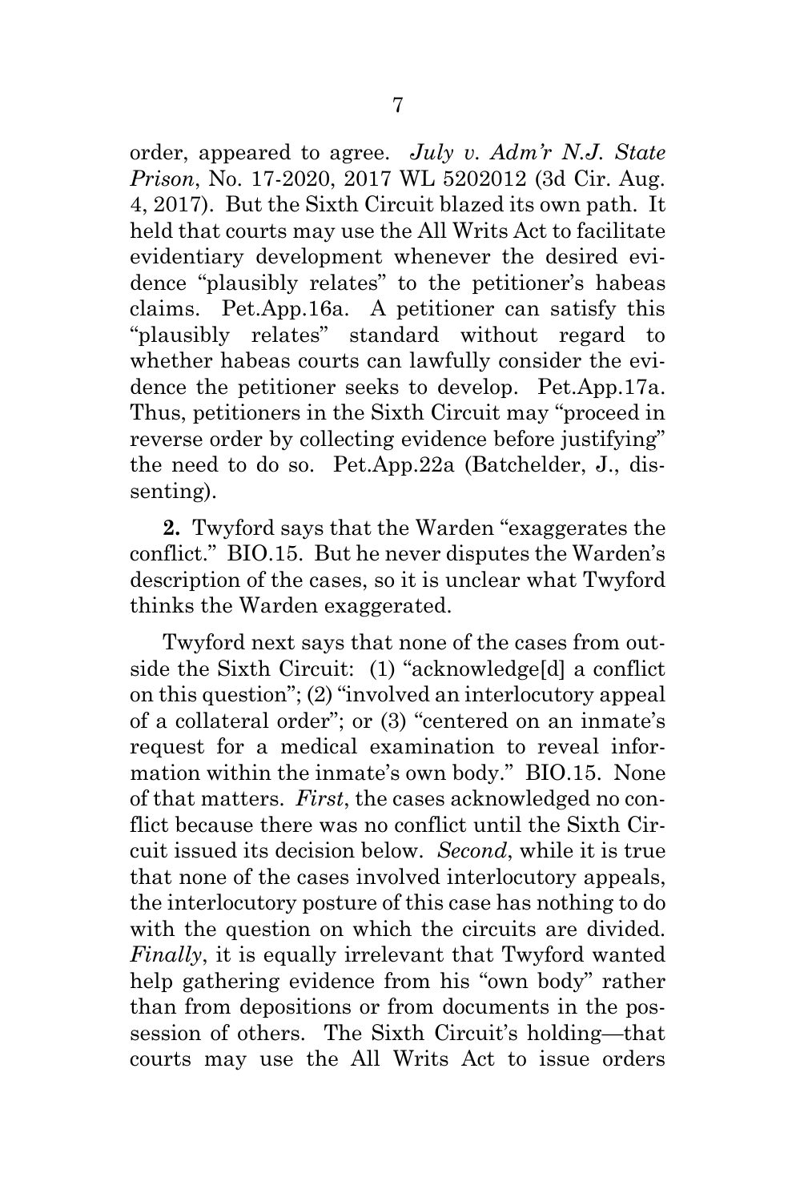order, appeared to agree. *July v. Adm'r N.J. State Prison*, No. 17-2020, 2017 WL 5202012 (3d Cir. Aug. 4, 2017). But the Sixth Circuit blazed its own path. It held that courts may use the All Writs Act to facilitate evidentiary development whenever the desired evidence "plausibly relates" to the petitioner's habeas claims. Pet.App.16a. A petitioner can satisfy this "plausibly relates" standard without regard to whether habeas courts can lawfully consider the evidence the petitioner seeks to develop. Pet.App.17a. Thus, petitioners in the Sixth Circuit may "proceed in reverse order by collecting evidence before justifying" the need to do so. Pet.App.22a (Batchelder, J., dissenting).

**2.** Twyford says that the Warden "exaggerates the conflict." BIO.15. But he never disputes the Warden's description of the cases, so it is unclear what Twyford thinks the Warden exaggerated.

Twyford next says that none of the cases from outside the Sixth Circuit: (1) "acknowledge[d] a conflict on this question"; (2) "involved an interlocutory appeal of a collateral order"; or (3) "centered on an inmate's request for a medical examination to reveal information within the inmate's own body." BIO.15. None of that matters. *First*, the cases acknowledged no conflict because there was no conflict until the Sixth Circuit issued its decision below. *Second*, while it is true that none of the cases involved interlocutory appeals, the interlocutory posture of this case has nothing to do with the question on which the circuits are divided. *Finally*, it is equally irrelevant that Twyford wanted help gathering evidence from his "own body" rather than from depositions or from documents in the possession of others. The Sixth Circuit's holding—that courts may use the All Writs Act to issue orders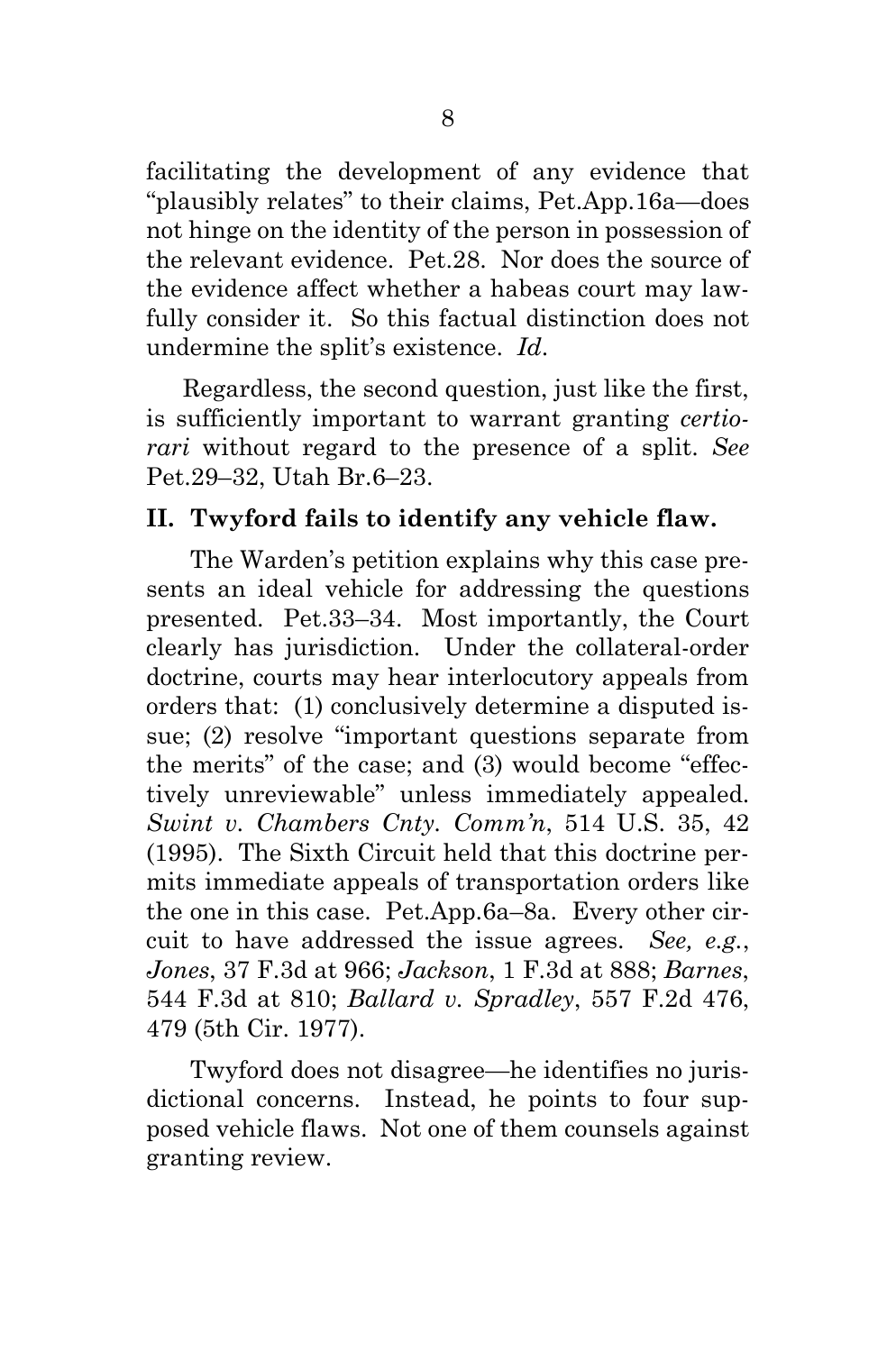facilitating the development of any evidence that "plausibly relates" to their claims, Pet.App.16a—does not hinge on the identity of the person in possession of the relevant evidence. Pet.28. Nor does the source of the evidence affect whether a habeas court may lawfully consider it. So this factual distinction does not undermine the split's existence. *Id*.

Regardless, the second question, just like the first, is sufficiently important to warrant granting *certiorari* without regard to the presence of a split. *See* Pet.29–32, Utah Br.6–23.

## II. Twyford fails to identify any vehicle flaw.

The Warden's petition explains why this case presents an ideal vehicle for addressing the questions presented. Pet.33–34. Most importantly, the Court clearly has jurisdiction. Under the collateral-order doctrine, courts may hear interlocutory appeals from orders that: (1) conclusively determine a disputed issue; (2) resolve "important questions separate from the merits" of the case; and (3) would become "effectively unreviewable" unless immediately appealed. *Swint v. Chambers Cnty. Comm'n*, 514 U.S. 35, 42 (1995). The Sixth Circuit held that this doctrine permits immediate appeals of transportation orders like the one in this case. Pet.App.6a–8a. Every other circuit to have addressed the issue agrees. *See, e.g.*, *Jones*, 37 F.3d at 966; *Jackson*, 1 F.3d at 888; *Barnes*, 544 F.3d at 810; *Ballard v. Spradley*, 557 F.2d 476, 479 (5th Cir. 1977).

Twyford does not disagree—he identifies no jurisdictional concerns. Instead, he points to four supposed vehicle flaws. Not one of them counsels against granting review.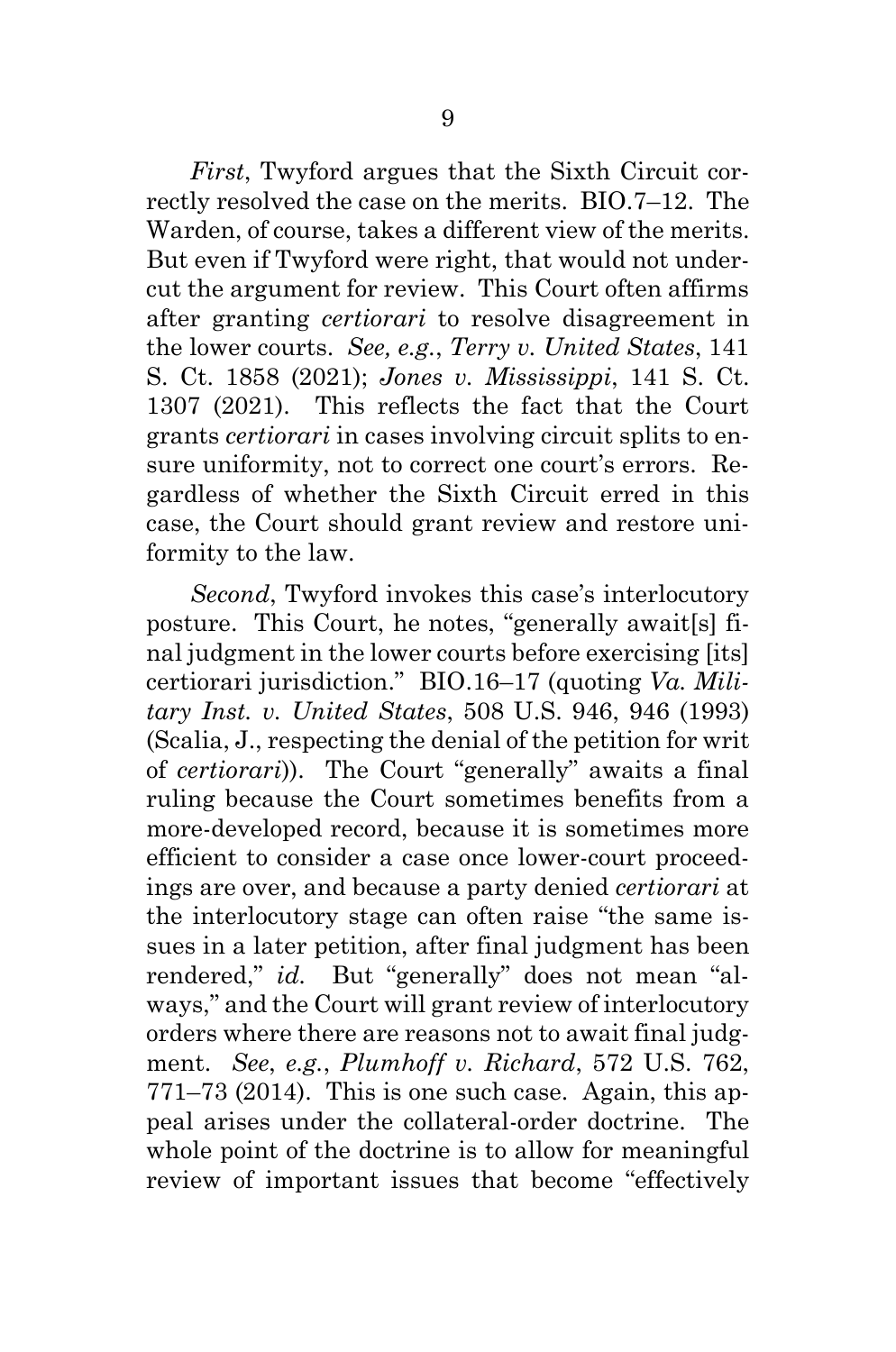*First*, Twyford argues that the Sixth Circuit correctly resolved the case on the merits. BIO.7–12. The Warden, of course, takes a different view of the merits. But even if Twyford were right, that would not undercut the argument for review. This Court often affirms after granting *certiorari* to resolve disagreement in the lower courts. *See, e.g.*, *Terry v. United States*, 141 S. Ct. 1858 (2021); *Jones v. Mississippi*, 141 S. Ct. 1307 (2021). This reflects the fact that the Court grants *certiorari* in cases involving circuit splits to ensure uniformity, not to correct one court's errors. Regardless of whether the Sixth Circuit erred in this case, the Court should grant review and restore uniformity to the law.

*Second*, Twyford invokes this case's interlocutory posture. This Court, he notes, "generally await[s] final judgment in the lower courts before exercising [its] certiorari jurisdiction." BIO.16–17 (quoting *Va. Military Inst. v. United States*, 508 U.S. 946, 946 (1993) (Scalia, J., respecting the denial of the petition for writ of *certiorari*)). The Court "generally" awaits a final ruling because the Court sometimes benefits from a more-developed record, because it is sometimes more efficient to consider a case once lower-court proceedings are over, and because a party denied *certiorari* at the interlocutory stage can often raise "the same issues in a later petition, after final judgment has been rendered," *id.* But "generally" does not mean "always," and the Court will grant review of interlocutory orders where there are reasons not to await final judgment. *See*, *e.g.*, *Plumhoff v. Richard*, 572 U.S. 762, 771–73 (2014). This is one such case. Again, this appeal arises under the collateral-order doctrine. The whole point of the doctrine is to allow for meaningful review of important issues that become "effectively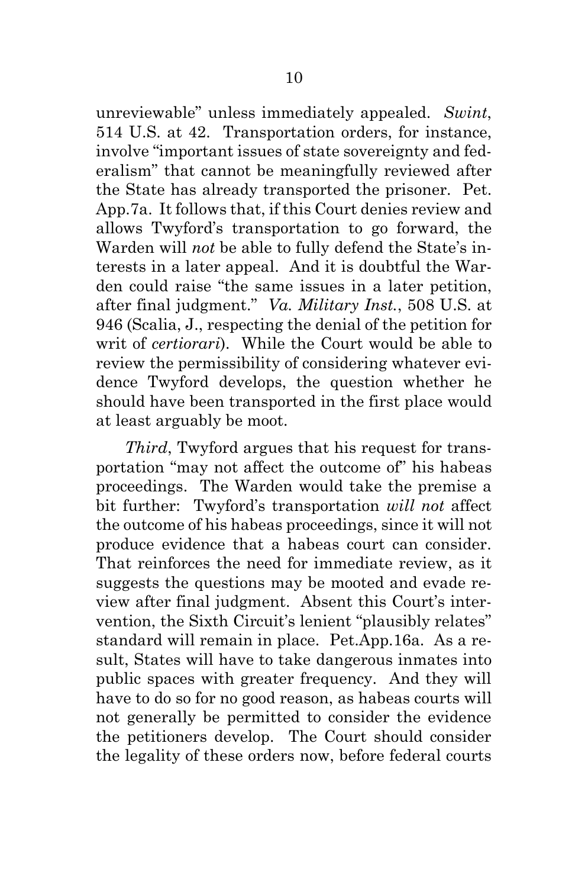unreviewable" unless immediately appealed. *Swint*, 514 U.S. at 42. Transportation orders, for instance, involve "important issues of state sovereignty and federalism" that cannot be meaningfully reviewed after the State has already transported the prisoner. Pet. App.7a. It follows that, if this Court denies review and allows Twyford's transportation to go forward, the Warden will *not* be able to fully defend the State's interests in a later appeal. And it is doubtful the Warden could raise "the same issues in a later petition, after final judgment." *Va. Military Inst.*, 508 U.S. at 946 (Scalia, J., respecting the denial of the petition for writ of *certiorari*). While the Court would be able to review the permissibility of considering whatever evidence Twyford develops, the question whether he should have been transported in the first place would at least arguably be moot.

*Third*, Twyford argues that his request for transportation "may not affect the outcome of" his habeas proceedings. The Warden would take the premise a bit further: Twyford's transportation *will not* affect the outcome of his habeas proceedings, since it will not produce evidence that a habeas court can consider. That reinforces the need for immediate review, as it suggests the questions may be mooted and evade review after final judgment. Absent this Court's intervention, the Sixth Circuit's lenient "plausibly relates" standard will remain in place. Pet.App.16a. As a result, States will have to take dangerous inmates into public spaces with greater frequency. And they will have to do so for no good reason, as habeas courts will not generally be permitted to consider the evidence the petitioners develop. The Court should consider the legality of these orders now, before federal courts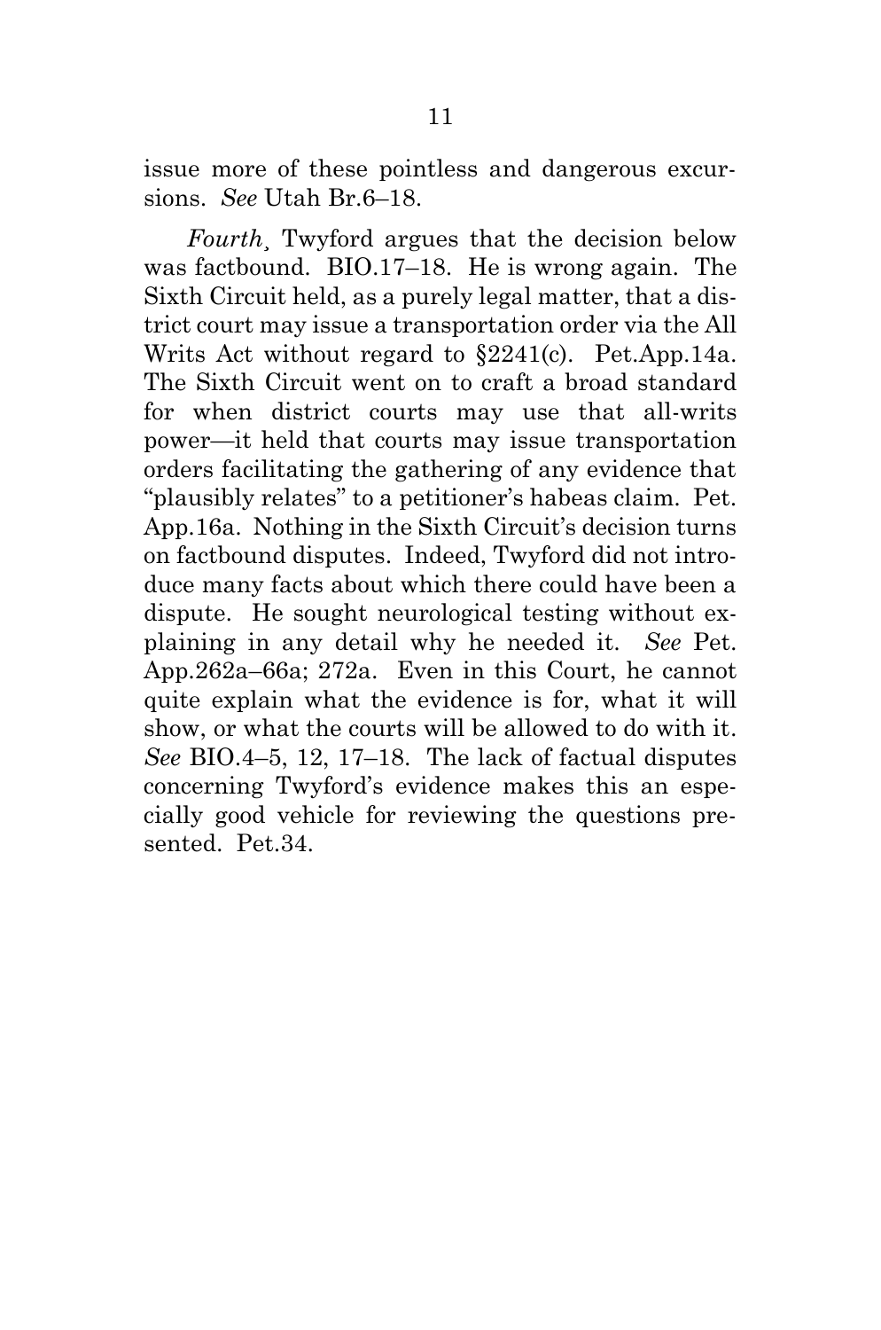issue more of these pointless and dangerous excursions. *See* Utah Br.6–18.

*Fourth*¸ Twyford argues that the decision below was factbound. BIO.17–18. He is wrong again. The Sixth Circuit held, as a purely legal matter, that a district court may issue a transportation order via the All Writs Act without regard to §2241(c). Pet.App.14a. The Sixth Circuit went on to craft a broad standard for when district courts may use that all-writs power—it held that courts may issue transportation orders facilitating the gathering of any evidence that "plausibly relates" to a petitioner's habeas claim. Pet. App.16a. Nothing in the Sixth Circuit's decision turns on factbound disputes. Indeed, Twyford did not introduce many facts about which there could have been a dispute. He sought neurological testing without explaining in any detail why he needed it. *See* Pet. App.262a–66a; 272a. Even in this Court, he cannot quite explain what the evidence is for, what it will show, or what the courts will be allowed to do with it. *See* BIO.4–5, 12, 17–18. The lack of factual disputes concerning Twyford's evidence makes this an especially good vehicle for reviewing the questions presented. Pet.34.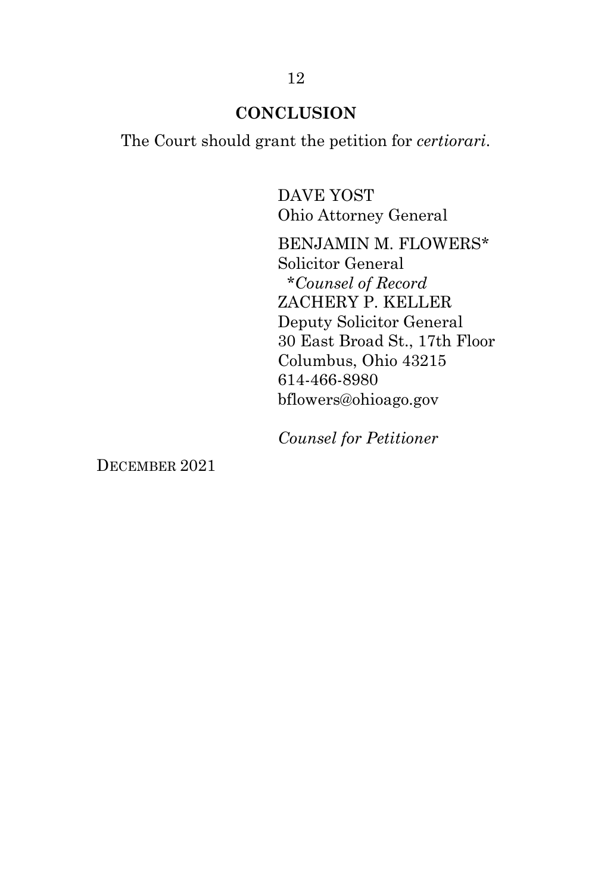## CONCLUSION

The Court should grant the petition for *certiorari*.

DAVE YOST
Ohio Attorney General

BENJAMIN M. FLOWERS*
Solicitor General
*\*Counsel of Record*
ZACHERY P. KELLER
Deputy Solicitor General
30 East Broad St., 17th Floor
Columbus, Ohio 43215
614-466-8980
bflowers@ohioago.gov

*Counsel for Petitioner*

DECEMBER 2021